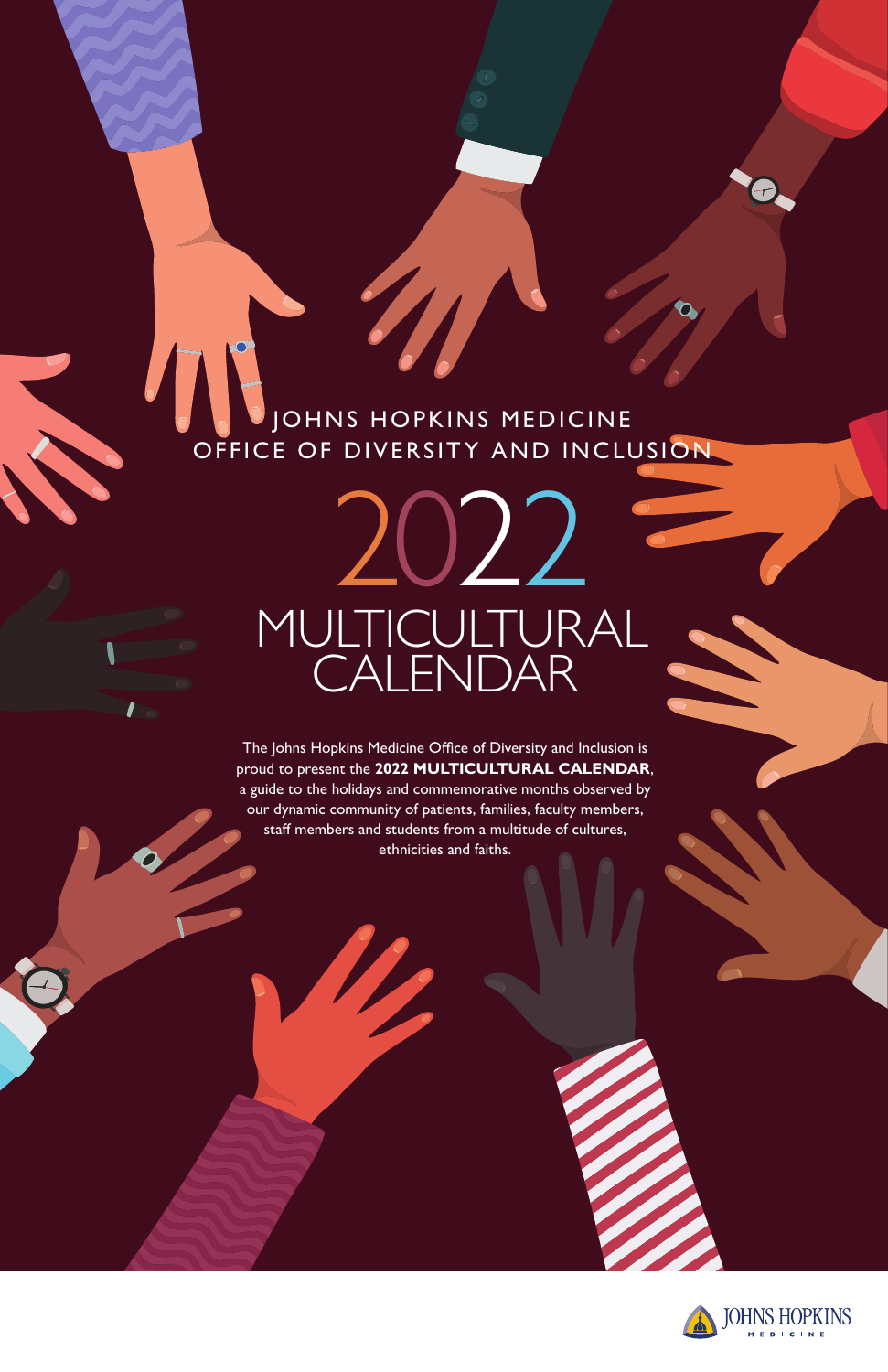JOHNS HOPKINS MEDICINE
OFFICE OF DIVERSITY AND INCLUSION

# 2022 MULTICULTURAL CALENDAR

The Johns Hopkins Medicine Office of Diversity and Inclusion is proud to present the **2022 MULTICULTURAL CALENDAR**, a guide to the holidays and commemorative months observed by our dynamic community of patients, families, faculty members, staff members and students from a multitude of cultures, ethnicities and faiths.

JOHNS HOPKINS MEDICINE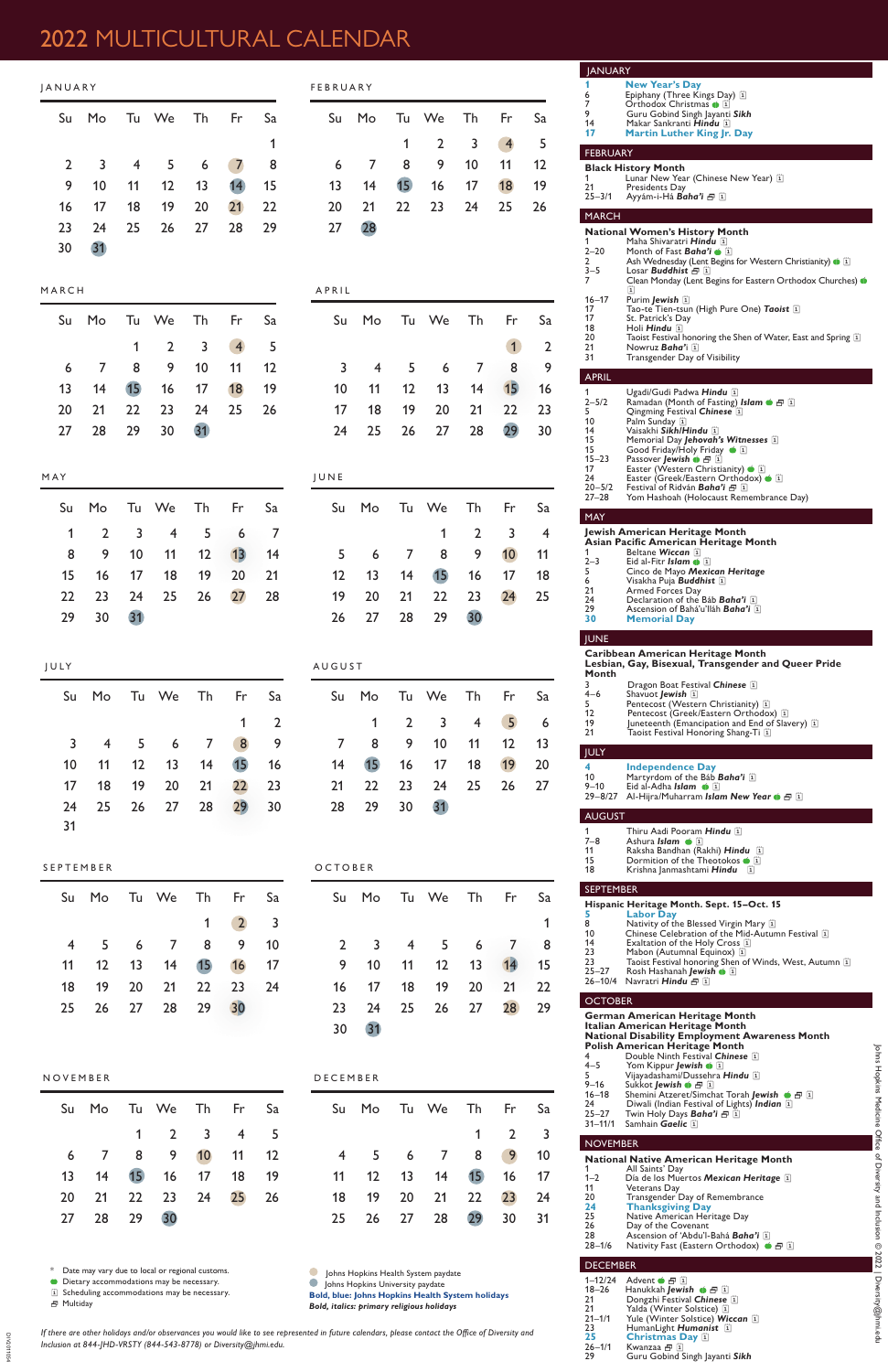# 2022 MULTICULTURAL CALENDAR

## JANUARY

| Su | Mo | Tu | We | Th | Fr | Sa |
|---|---|---|---|---|---|---|
| | | | | | | 1 |
| 2 | 3 | 4 | 5 | 6 | 7 | 8 |
| 9 | 10 | 11 | 12 | 13 | 14 | 15 |
| 16 | 17 | 18 | 19 | 20 | 21 | 22 |
| 23 | 24 | 25 | 26 | 27 | 28 | 29 |
| 30 | 31 | | | | | |

## FEBRUARY

| Su | Mo | Tu | We | Th | Fr | Sa |
|---|---|---|---|---|---|---|
| | | 1 | 2 | 3 | 4 | 5 |
| 6 | 7 | 8 | 9 | 10 | 11 | 12 |
| 13 | 14 | 15 | 16 | 17 | 18 | 19 |
| 20 | 21 | 22 | 23 | 24 | 25 | 26 |
| 27 | 28 | | | | | |

## MARCH

| Su | Mo | Tu | We | Th | Fr | Sa |
|---|---|---|---|---|---|---|
| | | 1 | 2 | 3 | 4 | 5 |
| 6 | 7 | 8 | 9 | 10 | 11 | 12 |
| 13 | 14 | 15 | 16 | 17 | 18 | 19 |
| 20 | 21 | 22 | 23 | 24 | 25 | 26 |
| 27 | 28 | 29 | 30 | 31 | | |

## APRIL

| Su | Mo | Tu | We | Th | Fr | Sa |
|---|---|---|---|---|---|---|
| | | | | | 1 | 2 |
| 3 | 4 | 5 | 6 | 7 | 8 | 9 |
| 10 | 11 | 12 | 13 | 14 | 15 | 16 |
| 17 | 18 | 19 | 20 | 21 | 22 | 23 |
| 24 | 25 | 26 | 27 | 28 | 29 | 30 |

## MAY

| Su | Mo | Tu | We | Th | Fr | Sa |
|---|---|---|---|---|---|---|
| 1 | 2 | 3 | 4 | 5 | 6 | 7 |
| 8 | 9 | 10 | 11 | 12 | 13 | 14 |
| 15 | 16 | 17 | 18 | 19 | 20 | 21 |
| 22 | 23 | 24 | 25 | 26 | 27 | 28 |
| 29 | 30 | 31 | | | | |

## JUNE

| Su | Mo | Tu | We | Th | Fr | Sa |
|---|---|---|---|---|---|---|
| | | | 1 | 2 | 3 | 4 |
| 5 | 6 | 7 | 8 | 9 | 10 | 11 |
| 12 | 13 | 14 | 15 | 16 | 17 | 18 |
| 19 | 20 | 21 | 22 | 23 | 24 | 25 |
| 26 | 27 | 28 | 29 | 30 | | |

## JULY

| Su | Mo | Tu | We | Th | Fr | Sa |
|---|---|---|---|---|---|---|
| | | | | | 1 | 2 |
| 3 | 4 | 5 | 6 | 7 | 8 | 9 |
| 10 | 11 | 12 | 13 | 14 | 15 | 16 |
| 17 | 18 | 19 | 20 | 21 | 22 | 23 |
| 24 | 25 | 26 | 27 | 28 | 29 | 30 |
| 31 | | | | | | |

## AUGUST

| Su | Mo | Tu | We | Th | Fr | Sa |
|---|---|---|---|---|---|---|
| | 1 | 2 | 3 | 4 | 5 | 6 |
| 7 | 8 | 9 | 10 | 11 | 12 | 13 |
| 14 | 15 | 16 | 17 | 18 | 19 | 20 |
| 21 | 22 | 23 | 24 | 25 | 26 | 27 |
| 28 | 29 | 30 | 31 | | | |

## SEPTEMBER

| Su | Mo | Tu | We | Th | Fr | Sa |
|---|---|---|---|---|---|---|
| | | | | 1 | 2 | 3 |
| 4 | 5 | 6 | 7 | 8 | 9 | 10 |
| 11 | 12 | 13 | 14 | 15 | 16 | 17 |
| 18 | 19 | 20 | 21 | 22 | 23 | 24 |
| 25 | 26 | 27 | 28 | 29 | 30 | |

## OCTOBER

| Su | Mo | Tu | We | Th | Fr | Sa |
|---|---|---|---|---|---|---|
| | | | | | | 1 |
| 2 | 3 | 4 | 5 | 6 | 7 | 8 |
| 9 | 10 | 11 | 12 | 13 | 14 | 15 |
| 16 | 17 | 18 | 19 | 20 | 21 | 22 |
| 23 | 24 | 25 | 26 | 27 | 28 | 29 |
| 30 | 31 | | | | | |

## NOVEMBER

| Su | Mo | Tu | We | Th | Fr | Sa |
|---|---|---|---|---|---|---|
| | | 1 | 2 | 3 | 4 | 5 |
| 6 | 7 | 8 | 9 | 10 | 11 | 12 |
| 13 | 14 | 15 | 16 | 17 | 18 | 19 |
| 20 | 21 | 22 | 23 | 24 | 25 | 26 |
| 27 | 28 | 29 | 30 | | | |

## DECEMBER

| Su | Mo | Tu | We | Th | Fr | Sa |
|---|---|---|---|---|---|---|
| | | | | 1 | 2 | 3 |
| 4 | 5 | 6 | 7 | 8 | 9 | 10 |
| 11 | 12 | 13 | 14 | 15 | 16 | 17 |
| 18 | 19 | 20 | 21 | 22 | 23 | 24 |
| 25 | 26 | 27 | 28 | 29 | 30 | 31 |

\* Date may vary due to local or regional customs.
Dietary accommodations may be necessary.
Scheduling accommodations may be necessary.
Multiday

Johns Hopkins Health System paydate
Johns Hopkins University paydate
**Bold, blue: Johns Hopkins Health System holidays**
***Bold, italics: primary religious holidays***

*If there are other holidays and/or observances you would like to see represented in future calendars, please contact the Office of Diversity and Inclusion at 844-JHD-VRSTY (844-543-8778) or Diversity@jhmi.edu.*

## JANUARY

- 1 **New Year's Day**
- 6 Epiphany (Three Kings Day)
- 7 Orthodox Christmas
- 9 Guru Gobind Singh Jayanti ***Sikh***
- 14 Makar Sankranti ***Hindu***
- 17 **Martin Luther King Jr. Day**

## FEBRUARY

**Black History Month**

- 1 Lunar New Year (Chinese New Year)
- 21 Presidents Day
- 25–3/1 Ayyám-i-Há ***Bahá'í***

## MARCH

**National Women's History Month**

- 1 Maha Shivaratri ***Hindu***
- 2–20 Month of Fast ***Bahá'í***
- 2 Ash Wednesday (Lent Begins for Western Christianity)
- 3–5 Losar ***Buddhist***
- 7 Clean Monday (Lent Begins for Eastern Orthodox Churches)
- 16–17 Purim ***Jewish***
- 17 Tao-te Tien-tsun (High Pure One) ***Taoist***
- 17 St. Patrick's Day
- 18 Holi ***Hindu***
- 20 Taoist Festival honoring the Shen of Water, East and Spring
- 21 Nowruz ***Bahá'í***
- 31 Transgender Day of Visibility

## APRIL

- 1 Ugadi/Gudi Padwa ***Hindu***
- 2–5/2 Ramadan (Month of Fasting) ***Islam***
- 5 Qingming Festival ***Chinese***
- 10 Palm Sunday
- 14 Vaisakhi ***Sikh/Hindu***
- 15 Memorial Day ***Jehovah's Witnesses***
- 15 Good Friday/Holy Friday
- 15–23 Passover ***Jewish***
- 17 Easter (Western Christianity)
- 24 Easter (Greek/Eastern Orthodox)
- 20–5/2 Festival of Ridván ***Bahá'í***
- 27–28 Yom Hashoah (Holocaust Remembrance Day)

## MAY

**Jewish American Heritage Month**
**Asian Pacific American Heritage Month**

- 1 Beltane ***Wiccan***
- 2–3 Eid al-Fitr ***Islam***
- 5 Cinco de Mayo ***Mexican Heritage***
- 6 Visakha Puja ***Buddhist***
- 21 Armed Forces Day
- 24 Declaration of the Báb ***Bahá'í***
- 29 Ascension of Bahá'u'lláh ***Bahá'í***
- 30 **Memorial Day**

## JUNE

**Caribbean American Heritage Month**
**Lesbian, Gay, Bisexual, Transgender and Queer Pride Month**

- 3 Dragon Boat Festival ***Chinese***
- 4–6 Shavuot ***Jewish***
- 5 Pentecost (Western Christianity)
- 12 Pentecost (Greek/Eastern Orthodox)
- 19 Juneteenth (Emancipation and End of Slavery)
- 21 Taoist Festival Honoring Shang-Ti

## JULY

- 4 **Independence Day**
- 10 Martyrdom of the Báb ***Bahá'í***
- 9–10 Eid al-Adha ***Islam***
- 29–8/27 Al-Hijra/Muharram ***Islam New Year***

## AUGUST

- 1 Thiru Aadi Pooram ***Hindu***
- 7–8 Ashura ***Islam***
- 11 Raksha Bandhan (Rakhi) ***Hindu***
- 15 Dormition of the Theotokos
- 18 Krishna Janmashtami ***Hindu***

## SEPTEMBER

**Hispanic Heritage Month. Sept. 15–Oct. 15**

- 5 **Labor Day**
- 8 Nativity of the Blessed Virgin Mary
- 10 Chinese Celebration of the Mid-Autumn Festival
- 14 Exaltation of the Holy Cross
- 23 Mabon (Autumnal Equinox)
- 23 Taoist Festival honoring Shen of Winds, West, Autumn
- 25–27 Rosh Hashanah ***Jewish***
- 26–10/4 Navratri ***Hindu***

## OCTOBER

**German American Heritage Month**
**Italian American Heritage Month**
**National Disability Employment Awareness Month**
**Polish American Heritage Month**

- 4 Double Ninth Festival ***Chinese***
- 4–5 Yom Kippur ***Jewish***
- 5 Vijayadashami/Dussehra ***Hindu***
- 9–16 Sukkot ***Jewish***
- 16–18 Shemini Atzeret/Simchat Torah ***Jewish***
- 24 Diwali (Indian Festival of Lights) ***Indian***
- 25–27 Twin Holy Days ***Bahá'í***
- 31–11/1 Samhain ***Gaelic***

## NOVEMBER

**National Native American Heritage Month**

- 1 All Saints' Day
- 1–2 Día de los Muertos ***Mexican Heritage***
- 11 Veterans Day
- 20 Transgender Day of Remembrance
- 24 **Thanksgiving Day**
- 25 Native American Heritage Day
- 26 Day of the Covenant
- 28 Ascension of 'Abdu'l-Bahá ***Bahá'í***
- 28–1/6 Nativity Fast (Eastern Orthodox)

## DECEMBER

- 1–12/24 Advent
- 18–26 Hanukkah ***Jewish***
- 21 Dongzhi Festival ***Chinese***
- 21 Yalda (Winter Solstice)
- 21–1/1 Yule (Winter Solstice) ***Wiccan***
- 23 HumanLight ***Humanist***
- 25 **Christmas Day**
- 26–1/1 Kwanzaa
- 29 Guru Gobind Singh Jayanti ***Sikh***

Johns Hopkins Medicine Office of Diversity and Inclusion © 2022 | Diversity@jhmi.edu